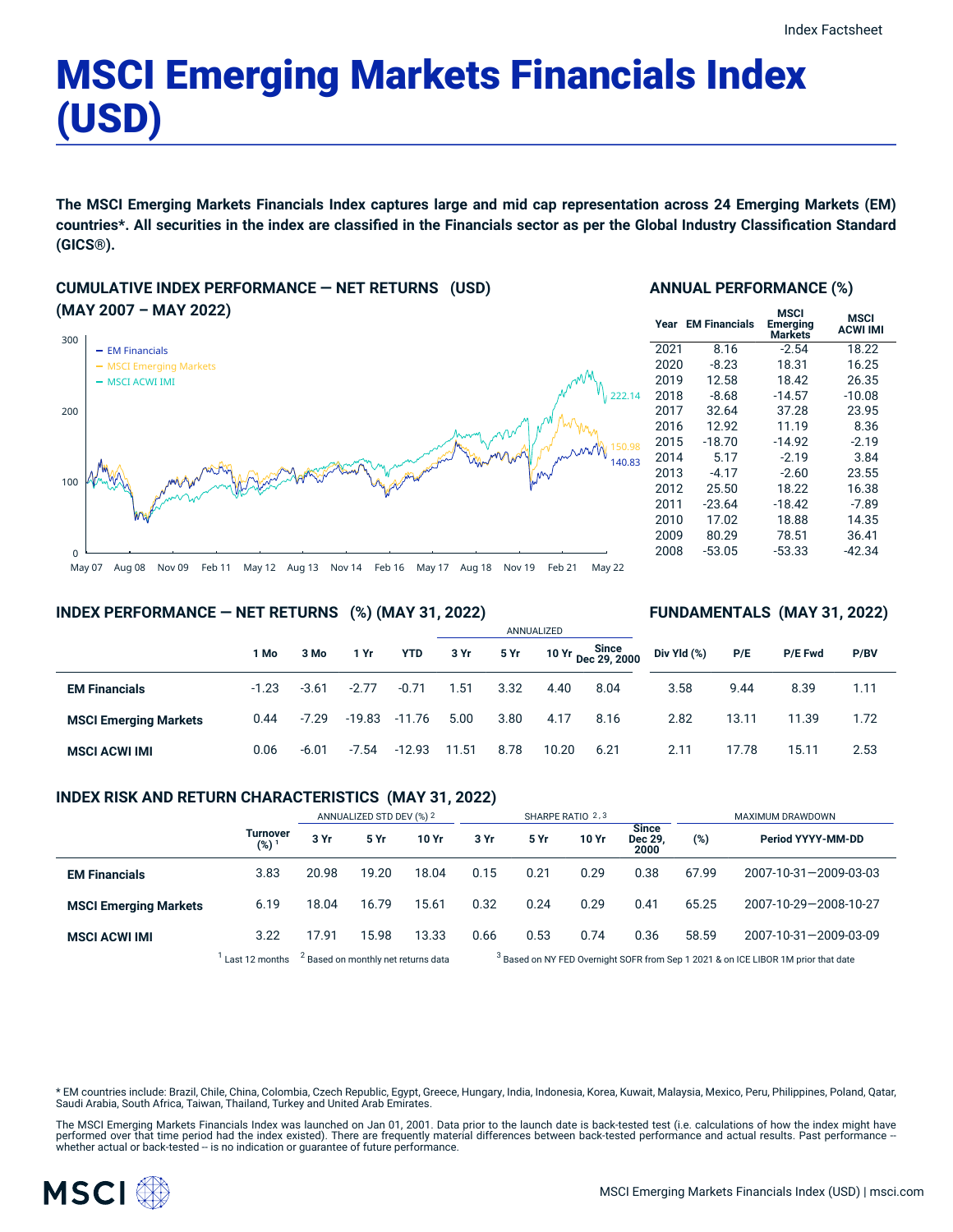Index Factsheet

# MSCI Emerging Markets Financials Index (USD)

**The MSCI Emerging Markets Financials Index captures large and mid cap representation across 24 Emerging Markets (EM) countries*. All securities in the index are classified in the Financials sector as per the Global Industry Classification Standard (GICS®).**

## CUMULATIVE INDEX PERFORMANCE — NET RETURNS (USD) (MAY 2007 – MAY 2022)

- EM Financials
- MSCI Emerging Markets
- MSCI ACWI IMI

300, 200, 100, 0

May 07, Aug 08, Nov 09, Feb 11, May 12, Aug 13, Nov 14, Feb 16, May 17, Aug 18, Nov 19, Feb 21, May 22

222.14, 150.98, 140.83

## ANNUAL PERFORMANCE (%)

| Year | EM Financials | MSCI Emerging Markets | MSCI ACWI IMI |
|---|---|---|---|
| 2021 | 8.16 | -2.54 | 18.22 |
| 2020 | -8.23 | 18.31 | 16.25 |
| 2019 | 12.58 | 18.42 | 26.35 |
| 2018 | -8.68 | -14.57 | -10.08 |
| 2017 | 32.64 | 37.28 | 23.95 |
| 2016 | 12.92 | 11.19 | 8.36 |
| 2015 | -18.70 | -14.92 | -2.19 |
| 2014 | 5.17 | -2.19 | 3.84 |
| 2013 | -4.17 | -2.60 | 23.55 |
| 2012 | 25.50 | 18.22 | 16.38 |
| 2011 | -23.64 | -18.42 | -7.89 |
| 2010 | 17.02 | 18.88 | 14.35 |
| 2009 | 80.29 | 78.51 | 36.41 |
| 2008 | -53.05 | -53.33 | -42.34 |

## INDEX PERFORMANCE — NET RETURNS (%) (MAY 31, 2022)

## FUNDAMENTALS (MAY 31, 2022)

| | | | | | ANNUALIZED | | | | | | | |
|---|---|---|---|---|---|---|---|---|---|---|---|---|
| | 1 Mo | 3 Mo | 1 Yr | YTD | 3 Yr | 5 Yr | 10 Yr | Since Dec 29, 2000 | Div Yld (%) | P/E | P/E Fwd | P/BV |
| **EM Financials** | -1.23 | -3.61 | -2.77 | -0.71 | 1.51 | 3.32 | 4.40 | 8.04 | 3.58 | 9.44 | 8.39 | 1.11 |
| **MSCI Emerging Markets** | 0.44 | -7.29 | -19.83 | -11.76 | 5.00 | 3.80 | 4.17 | 8.16 | 2.82 | 13.11 | 11.39 | 1.72 |
| **MSCI ACWI IMI** | 0.06 | -6.01 | -7.54 | -12.93 | 11.51 | 8.78 | 10.20 | 6.21 | 2.11 | 17.78 | 15.11 | 2.53 |

## INDEX RISK AND RETURN CHARACTERISTICS (MAY 31, 2022)

| | | ANNUALIZED STD DEV (%) [2] | | | SHARPE RATIO [2,3] | | | | MAXIMUM DRAWDOWN | |
|---|---|---|---|---|---|---|---|---|---|---|
| | Turnover (%) [1] | 3 Yr | 5 Yr | 10 Yr | 3 Yr | 5 Yr | 10 Yr | Since Dec 29, 2000 | (%) | Period YYYY-MM-DD |
| **EM Financials** | 3.83 | 20.98 | 19.20 | 18.04 | 0.15 | 0.21 | 0.29 | 0.38 | 67.99 | 2007-10-31—2009-03-03 |
| **MSCI Emerging Markets** | 6.19 | 18.04 | 16.79 | 15.61 | 0.32 | 0.24 | 0.29 | 0.41 | 65.25 | 2007-10-29—2008-10-27 |
| **MSCI ACWI IMI** | 3.22 | 17.91 | 15.98 | 13.33 | 0.66 | 0.53 | 0.74 | 0.36 | 58.59 | 2007-10-31—2009-03-09 |

[1] Last 12 months [2] Based on monthly net returns data [3] Based on NY FED Overnight SOFR from Sep 1 2021 & on ICE LIBOR 1M prior that date

* EM countries include: Brazil, Chile, China, Colombia, Czech Republic, Egypt, Greece, Hungary, India, Indonesia, Korea, Kuwait, Malaysia, Mexico, Peru, Philippines, Poland, Qatar, Saudi Arabia, South Africa, Taiwan, Thailand, Turkey and United Arab Emirates.

The MSCI Emerging Markets Financials Index was launched on Jan 01, 2001. Data prior to the launch date is back-tested test (i.e. calculations of how the index might have performed over that time period had the index existed). There are frequently material differences between back-tested performance and actual results. Past performance -- whether actual or back-tested -- is no indication or guarantee of future performance.

MSCI Emerging Markets Financials Index (USD) | msci.com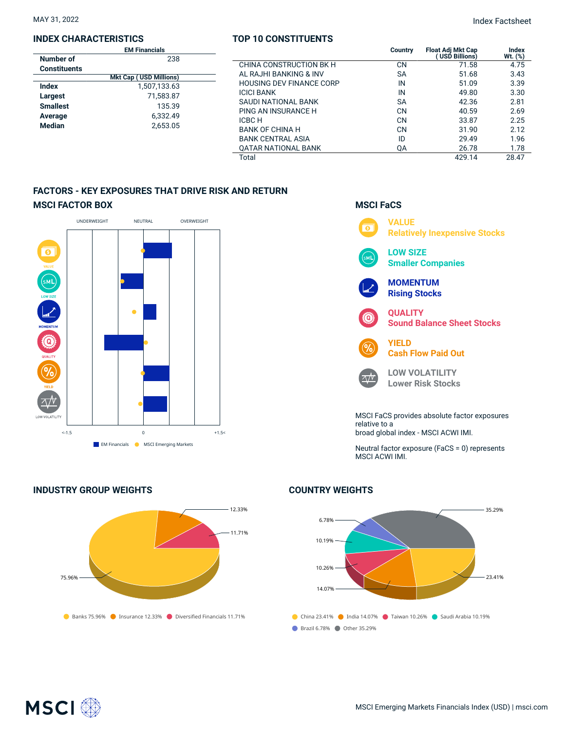MAY 31, 2022

Index Factsheet

## INDEX CHARACTERISTICS

| | EM Financials |
|---|---|
| **Number of Constituents** | 238 |
| | **Mkt Cap ( USD Millions)** |
| **Index** | 1,507,133.63 |
| **Largest** | 71,583.87 |
| **Smallest** | 135.39 |
| **Average** | 6,332.49 |
| **Median** | 2,653.05 |

## TOP 10 CONSTITUENTS

| | Country | Float Adj Mkt Cap ( USD Billions) | Index Wt. (%) |
|---|---|---|---|
| CHINA CONSTRUCTION BK H | CN | 71.58 | 4.75 |
| AL RAJHI BANKING & INV | SA | 51.68 | 3.43 |
| HOUSING DEV FINANCE CORP | IN | 51.09 | 3.39 |
| ICICI BANK | IN | 49.80 | 3.30 |
| SAUDI NATIONAL BANK | SA | 42.36 | 2.81 |
| PING AN INSURANCE H | CN | 40.59 | 2.69 |
| ICBC H | CN | 33.87 | 2.25 |
| BANK OF CHINA H | CN | 31.90 | 2.12 |
| BANK CENTRAL ASIA | ID | 29.49 | 1.96 |
| QATAR NATIONAL BANK | QA | 26.78 | 1.78 |
| Total | | 429.14 | 28.47 |

## FACTORS - KEY EXPOSURES THAT DRIVE RISK AND RETURN

### MSCI FACTOR BOX

UNDERWEIGHT | NEUTRAL | OVERWEIGHT

VALUE, LOW SIZE, MOMENTUM, QUALITY, YIELD, LOW VOLATILITY

<-1.5 | 0 | +1.5<

EM Financials | MSCI Emerging Markets

### MSCI FaCS

**VALUE**
Relatively Inexpensive Stocks

**LOW SIZE**
Smaller Companies

**MOMENTUM**
Rising Stocks

**QUALITY**
Sound Balance Sheet Stocks

**YIELD**
Cash Flow Paid Out

**LOW VOLATILITY**
Lower Risk Stocks

MSCI FaCS provides absolute factor exposures relative to a broad global index - MSCI ACWI IMI.

Neutral factor exposure (FaCS = 0) represents MSCI ACWI IMI.

## INDUSTRY GROUP WEIGHTS

Banks 75.96% | Insurance 12.33% | Diversified Financials 11.71%

## COUNTRY WEIGHTS

China 23.41% | India 14.07% | Taiwan 10.26% | Saudi Arabia 10.19% | Brazil 6.78% | Other 35.29%

MSCI Emerging Markets Financials Index (USD) | msci.com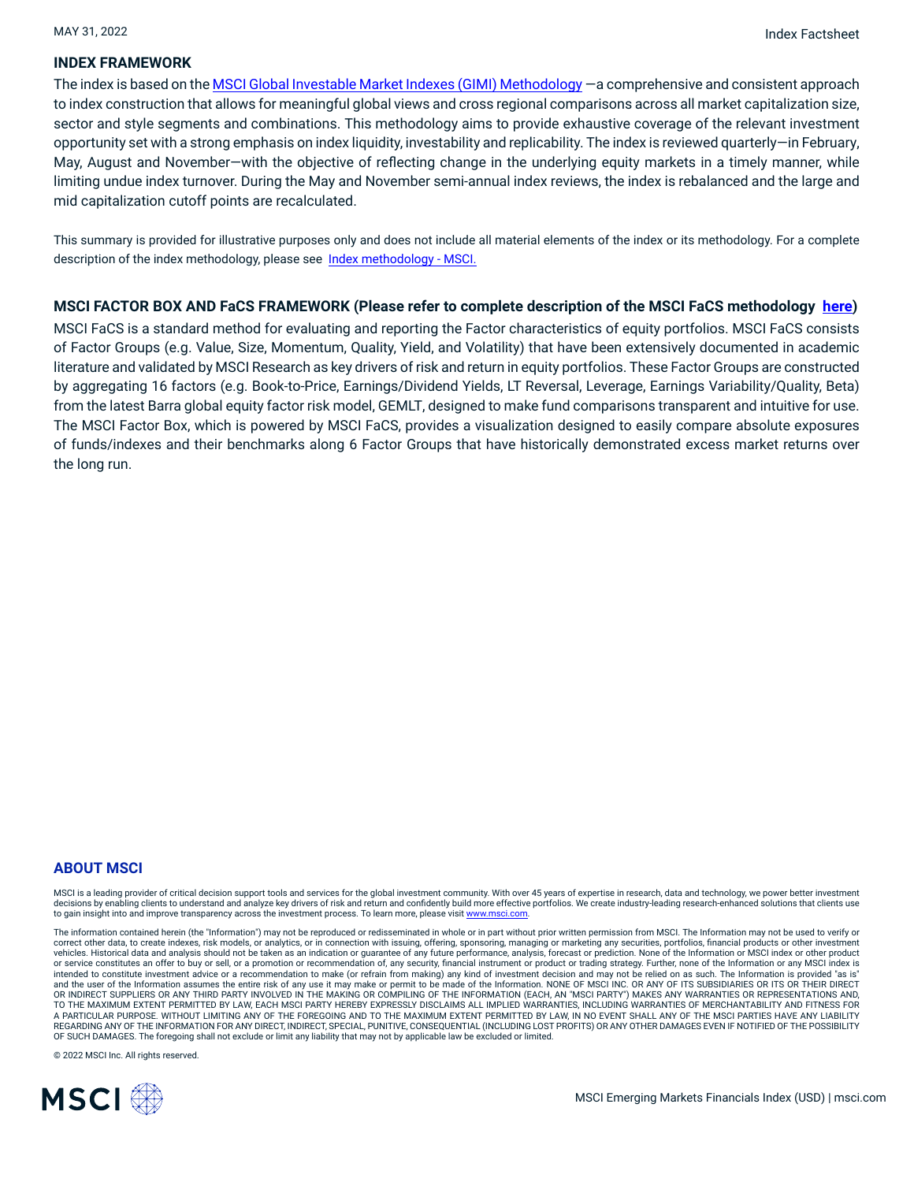## INDEX FRAMEWORK

The index is based on the MSCI Global Investable Market Indexes (GIMI) Methodology —a comprehensive and consistent approach to index construction that allows for meaningful global views and cross regional comparisons across all market capitalization size, sector and style segments and combinations. This methodology aims to provide exhaustive coverage of the relevant investment opportunity set with a strong emphasis on index liquidity, investability and replicability. The index is reviewed quarterly—in February, May, August and November—with the objective of reflecting change in the underlying equity markets in a timely manner, while limiting undue index turnover. During the May and November semi-annual index reviews, the index is rebalanced and the large and mid capitalization cutoff points are recalculated.

This summary is provided for illustrative purposes only and does not include all material elements of the index or its methodology. For a complete description of the index methodology, please see Index methodology - MSCI.

## MSCI FACTOR BOX AND FaCS FRAMEWORK (Please refer to complete description of the MSCI FaCS methodology here)

MSCI FaCS is a standard method for evaluating and reporting the Factor characteristics of equity portfolios. MSCI FaCS consists of Factor Groups (e.g. Value, Size, Momentum, Quality, Yield, and Volatility) that have been extensively documented in academic literature and validated by MSCI Research as key drivers of risk and return in equity portfolios. These Factor Groups are constructed by aggregating 16 factors (e.g. Book-to-Price, Earnings/Dividend Yields, LT Reversal, Leverage, Earnings Variability/Quality, Beta) from the latest Barra global equity factor risk model, GEMLT, designed to make fund comparisons transparent and intuitive for use. The MSCI Factor Box, which is powered by MSCI FaCS, provides a visualization designed to easily compare absolute exposures of funds/indexes and their benchmarks along 6 Factor Groups that have historically demonstrated excess market returns over the long run.

## ABOUT MSCI

MSCI is a leading provider of critical decision support tools and services for the global investment community. With over 45 years of expertise in research, data and technology, we power better investment decisions by enabling clients to understand and analyze key drivers of risk and return and confidently build more effective portfolios. We create industry-leading research-enhanced solutions that clients use to gain insight into and improve transparency across the investment process. To learn more, please visit www.msci.com.

The information contained herein (the "Information") may not be reproduced or redisseminated in whole or in part without prior written permission from MSCI. The Information may not be used to verify or correct other data, to create indexes, risk models, or analytics, or in connection with issuing, offering, sponsoring, managing or marketing any securities, portfolios, financial products or other investment vehicles. Historical data and analysis should not be taken as an indication or guarantee of any future performance, analysis, forecast or prediction. None of the Information or MSCI index or other product or service constitutes an offer to buy or sell, or a promotion or recommendation of, any security, financial instrument or product or trading strategy. Further, none of the Information or any MSCI index is intended to constitute investment advice or a recommendation to make (or refrain from making) any kind of investment decision and may not be relied on as such. The Information is provided "as is" and the user of the Information assumes the entire risk of any use it may make or permit to be made of the Information. NONE OF MSCI INC. OR ANY OF ITS SUBSIDIARIES OR ITS OR THEIR DIRECT OR INDIRECT SUPPLIERS OR ANY THIRD PARTY INVOLVED IN THE MAKING OR COMPILING OF THE INFORMATION (EACH, AN "MSCI PARTY") MAKES ANY WARRANTIES OR REPRESENTATIONS AND, TO THE MAXIMUM EXTENT PERMITTED BY LAW, EACH MSCI PARTY HEREBY EXPRESSLY DISCLAIMS ALL IMPLIED WARRANTIES, INCLUDING WARRANTIES OF MERCHANTABILITY AND FITNESS FOR A PARTICULAR PURPOSE. WITHOUT LIMITING ANY OF THE FOREGOING AND TO THE MAXIMUM EXTENT PERMITTED BY LAW, IN NO EVENT SHALL ANY OF THE MSCI PARTIES HAVE ANY LIABILITY REGARDING ANY OF THE INFORMATION FOR ANY DIRECT, INDIRECT, SPECIAL, PUNITIVE, CONSEQUENTIAL (INCLUDING LOST PROFITS) OR ANY OTHER DAMAGES EVEN IF NOTIFIED OF THE POSSIBILITY OF SUCH DAMAGES. The foregoing shall not exclude or limit any liability that may not by applicable law be excluded or limited.

© 2022 MSCI Inc. All rights reserved.